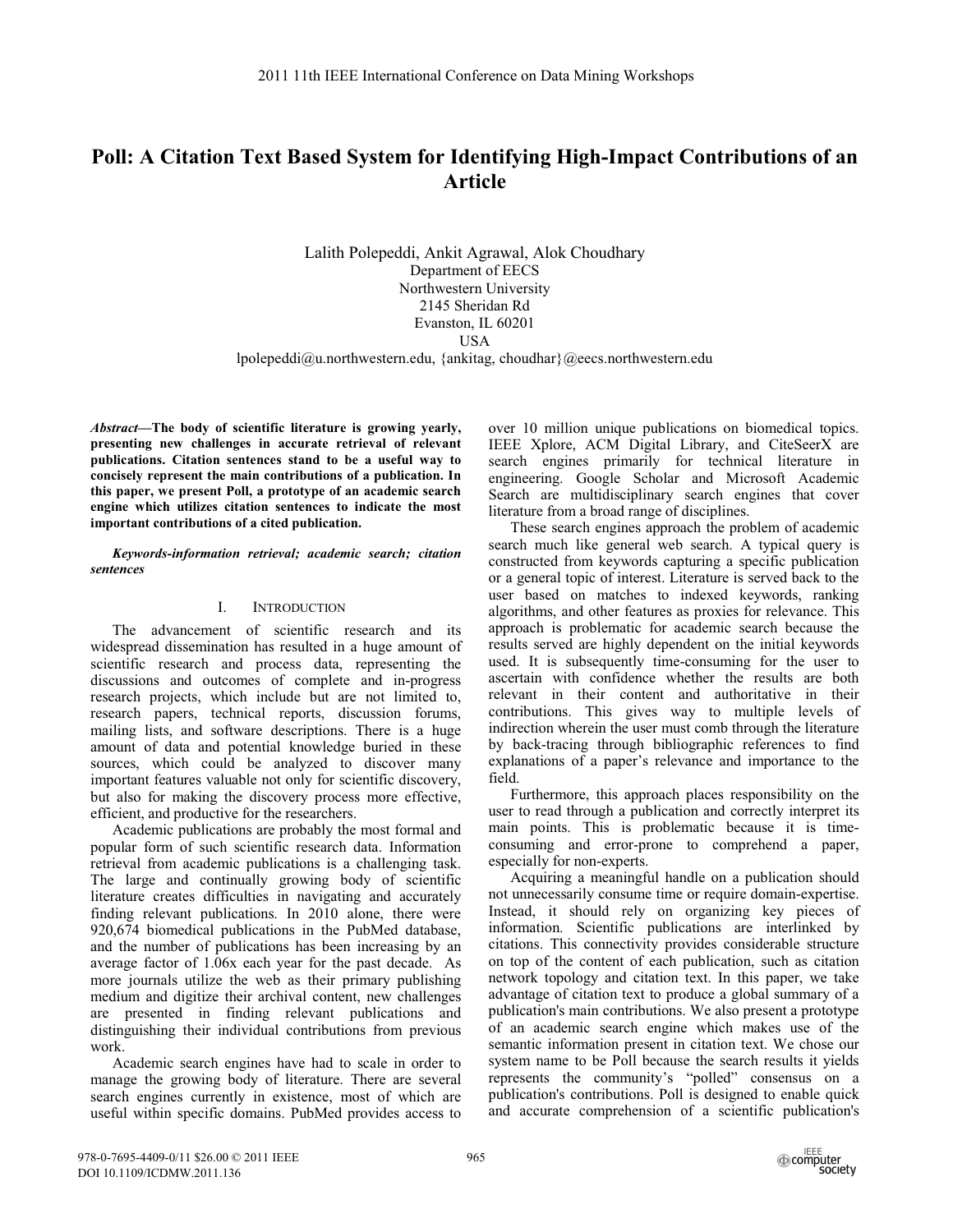# Poll: A Citation Text Based System for Identifying High-Impact Contributions of an Article

Lalith Polepeddi, Ankit Agrawal, Alok Choudhary
Department of EECS
Northwestern University
2145 Sheridan Rd
Evanston, IL 60201
USA
lpolepeddi@u.northwestern.edu, {ankitag, choudhar}@eecs.northwestern.edu

***Abstract*—The body of scientific literature is growing yearly, presenting new challenges in accurate retrieval of relevant publications. Citation sentences stand to be a useful way to concisely represent the main contributions of a publication. In this paper, we present Poll, a prototype of an academic search engine which utilizes citation sentences to indicate the most important contributions of a cited publication.**

***Keywords-information retrieval; academic search; citation sentences***

## I. INTRODUCTION

The advancement of scientific research and its widespread dissemination has resulted in a huge amount of scientific research and process data, representing the discussions and outcomes of complete and in-progress research projects, which include but are not limited to, research papers, technical reports, discussion forums, mailing lists, and software descriptions. There is a huge amount of data and potential knowledge buried in these sources, which could be analyzed to discover many important features valuable not only for scientific discovery, but also for making the discovery process more effective, efficient, and productive for the researchers.

Academic publications are probably the most formal and popular form of such scientific research data. Information retrieval from academic publications is a challenging task. The large and continually growing body of scientific literature creates difficulties in navigating and accurately finding relevant publications. In 2010 alone, there were 920,674 biomedical publications in the PubMed database, and the number of publications has been increasing by an average factor of 1.06x each year for the past decade. As more journals utilize the web as their primary publishing medium and digitize their archival content, new challenges are presented in finding relevant publications and distinguishing their individual contributions from previous work.

Academic search engines have had to scale in order to manage the growing body of literature. There are several search engines currently in existence, most of which are useful within specific domains. PubMed provides access to over 10 million unique publications on biomedical topics. IEEE Xplore, ACM Digital Library, and CiteSeerX are search engines primarily for technical literature in engineering. Google Scholar and Microsoft Academic Search are multidisciplinary search engines that cover literature from a broad range of disciplines.

These search engines approach the problem of academic search much like general web search. A typical query is constructed from keywords capturing a specific publication or a general topic of interest. Literature is served back to the user based on matches to indexed keywords, ranking algorithms, and other features as proxies for relevance. This approach is problematic for academic search because the results served are highly dependent on the initial keywords used. It is subsequently time-consuming for the user to ascertain with confidence whether the results are both relevant in their content and authoritative in their contributions. This gives way to multiple levels of indirection wherein the user must comb through the literature by back-tracing through bibliographic references to find explanations of a paper's relevance and importance to the field.

Furthermore, this approach places responsibility on the user to read through a publication and correctly interpret its main points. This is problematic because it is time-consuming and error-prone to comprehend a paper, especially for non-experts.

Acquiring a meaningful handle on a publication should not unnecessarily consume time or require domain-expertise. Instead, it should rely on organizing key pieces of information. Scientific publications are interlinked by citations. This connectivity provides considerable structure on top of the content of each publication, such as citation network topology and citation text. In this paper, we take advantage of citation text to produce a global summary of a publication's main contributions. We also present a prototype of an academic search engine which makes use of the semantic information present in citation text. We chose our system name to be Poll because the search results it yields represents the community's "polled" consensus on a publication's contributions. Poll is designed to enable quick and accurate comprehension of a scientific publication's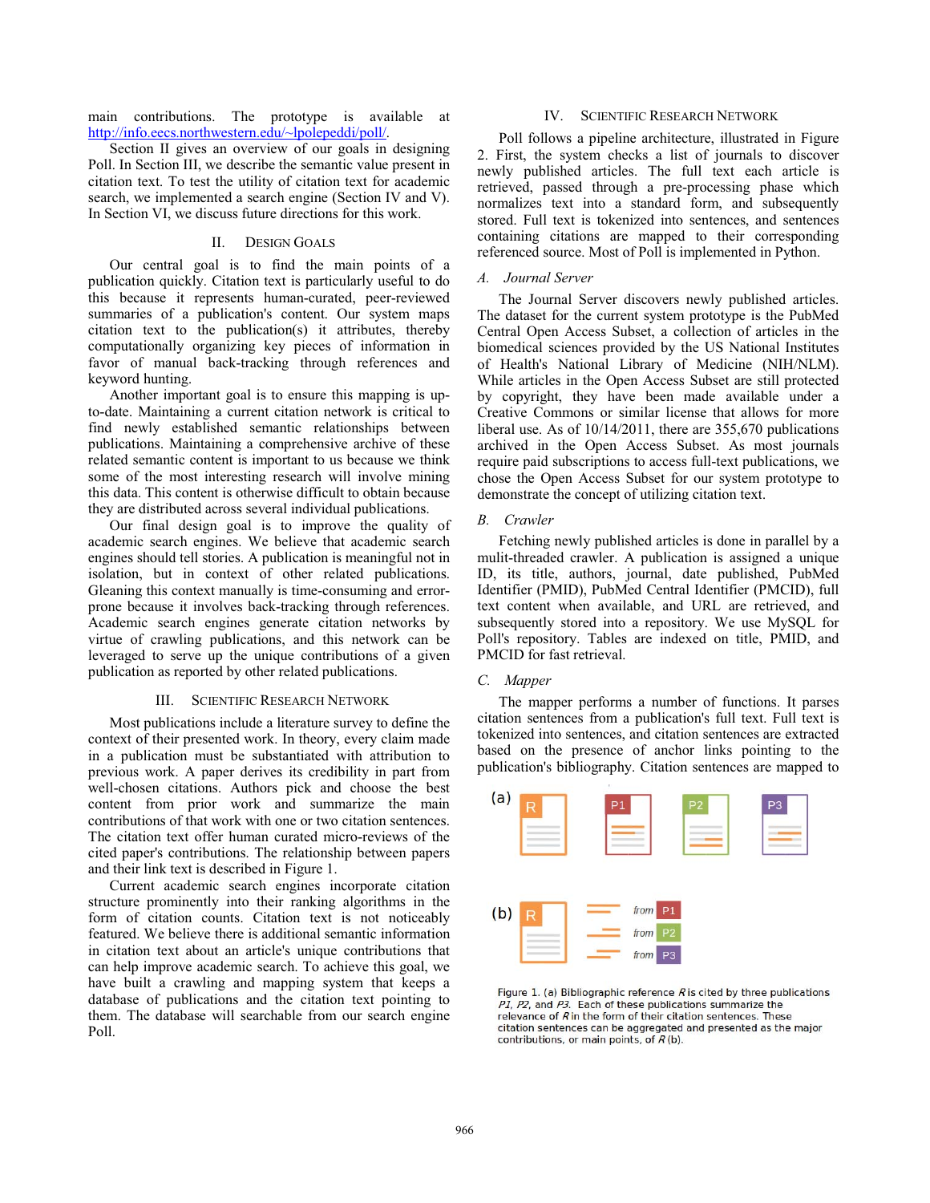main contributions. The prototype is available at http://info.eecs.northwestern.edu/~lpolepeddi/poll/.

Section II gives an overview of our goals in designing Poll. In Section III, we describe the semantic value present in citation text. To test the utility of citation text for academic search, we implemented a search engine (Section IV and V). In Section VI, we discuss future directions for this work.

## II. Design Goals

Our central goal is to find the main points of a publication quickly. Citation text is particularly useful to do this because it represents human-curated, peer-reviewed summaries of a publication's content. Our system maps citation text to the publication(s) it attributes, thereby computationally organizing key pieces of information in favor of manual back-tracking through references and keyword hunting.

Another important goal is to ensure this mapping is up-to-date. Maintaining a current citation network is critical to find newly established semantic relationships between publications. Maintaining a comprehensive archive of these related semantic content is important to us because we think some of the most interesting research will involve mining this data. This content is otherwise difficult to obtain because they are distributed across several individual publications.

Our final design goal is to improve the quality of academic search engines. We believe that academic search engines should tell stories. A publication is meaningful not in isolation, but in context of other related publications. Gleaning this context manually is time-consuming and error-prone because it involves back-tracking through references. Academic search engines generate citation networks by virtue of crawling publications, and this network can be leveraged to serve up the unique contributions of a given publication as reported by other related publications.

## III. Scientific Research Network

Most publications include a literature survey to define the context of their presented work. In theory, every claim made in a publication must be substantiated with attribution to previous work. A paper derives its credibility in part from well-chosen citations. Authors pick and choose the best content from prior work and summarize the main contributions of that work with one or two citation sentences. The citation text offer human curated micro-reviews of the cited paper's contributions. The relationship between papers and their link text is described in Figure 1.

Current academic search engines incorporate citation structure prominently into their ranking algorithms in the form of citation counts. Citation text is not noticeably featured. We believe there is additional semantic information in citation text about an article's unique contributions that can help improve academic search. To achieve this goal, we have built a crawling and mapping system that keeps a database of publications and the citation text pointing to them. The database will searchable from our search engine Poll.

## IV. Scientific Research Network

Poll follows a pipeline architecture, illustrated in Figure 2. First, the system checks a list of journals to discover newly published articles. The full text each article is retrieved, passed through a pre-processing phase which normalizes text into a standard form, and subsequently stored. Full text is tokenized into sentences, and sentences containing citations are mapped to their corresponding referenced source. Most of Poll is implemented in Python.

### A. Journal Server

The Journal Server discovers newly published articles. The dataset for the current system prototype is the PubMed Central Open Access Subset, a collection of articles in the biomedical sciences provided by the US National Institutes of Health's National Library of Medicine (NIH/NLM). While articles in the Open Access Subset are still protected by copyright, they have been made available under a Creative Commons or similar license that allows for more liberal use. As of 10/14/2011, there are 355,670 publications archived in the Open Access Subset. As most journals require paid subscriptions to access full-text publications, we chose the Open Access Subset for our system prototype to demonstrate the concept of utilizing citation text.

### B. Crawler

Fetching newly published articles is done in parallel by a mulit-threaded crawler. A publication is assigned a unique ID, its title, authors, journal, date published, PubMed Identifier (PMID), PubMed Central Identifier (PMCID), full text content when available, and URL are retrieved, and subsequently stored into a repository. We use MySQL for Poll's repository. Tables are indexed on title, PMID, and PMCID for fast retrieval.

### C. Mapper

The mapper performs a number of functions. It parses citation sentences from a publication's full text. Full text is tokenized into sentences, and citation sentences are extracted based on the presence of anchor links pointing to the publication's bibliography. Citation sentences are mapped to

(a) R P1 P2 P3

(b) R from P1 from P2 from P3

Figure 1. (a) Bibliographic reference *R* is cited by three publications *P1*, *P2*, and *P3*. Each of these publications summarize the relevance of *R* in the form of their citation sentences. These citation sentences can be aggregated and presented as the major contributions, or main points, of *R* (b).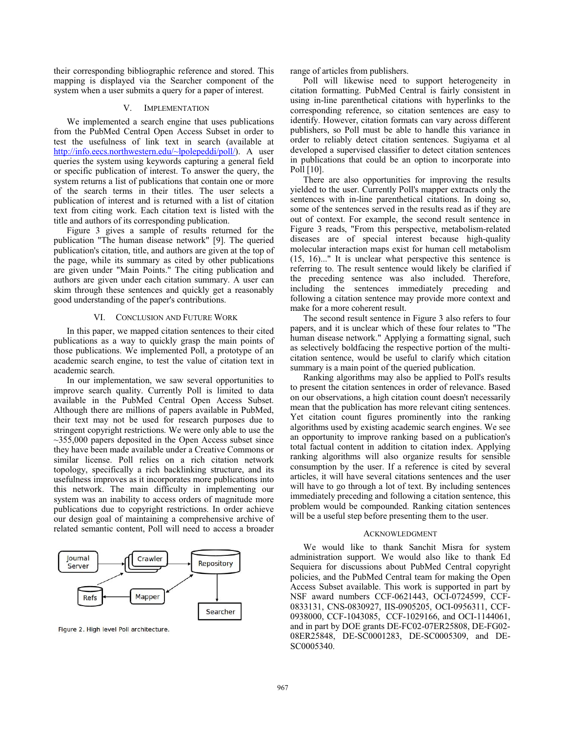their corresponding bibliographic reference and stored. This mapping is displayed via the Searcher component of the system when a user submits a query for a paper of interest.

## V. Implementation

We implemented a search engine that uses publications from the PubMed Central Open Access Subset in order to test the usefulness of link text in search (available at http://info.eecs.northwestern.edu/~lpolepeddi/poll/). A user queries the system using keywords capturing a general field or specific publication of interest. To answer the query, the system returns a list of publications that contain one or more of the search terms in their titles. The user selects a publication of interest and is returned with a list of citation text from citing work. Each citation text is listed with the title and authors of its corresponding publication.

Figure 3 gives a sample of results returned for the publication "The human disease network" [9]. The queried publication's citation, title, and authors are given at the top of the page, while its summary as cited by other publications are given under "Main Points." The citing publication and authors are given under each citation summary. A user can skim through these sentences and quickly get a reasonably good understanding of the paper's contributions.

## VI. Conclusion and Future Work

In this paper, we mapped citation sentences to their cited publications as a way to quickly grasp the main points of those publications. We implemented Poll, a prototype of an academic search engine, to test the value of citation text in academic search.

In our implementation, we saw several opportunities to improve search quality. Currently Poll is limited to data available in the PubMed Central Open Access Subset. Although there are millions of papers available in PubMed, their text may not be used for research purposes due to stringent copyright restrictions. We were only able to use the ~355,000 papers deposited in the Open Access subset since they have been made available under a Creative Commons or similar license. Poll relies on a rich citation network topology, specifically a rich backlinking structure, and its usefulness improves as it incorporates more publications into this network. The main difficulty in implementing our system was an inability to access orders of magnitude more publications due to copyright restrictions. In order achieve our design goal of maintaining a comprehensive archive of related semantic content, Poll will need to access a broader range of articles from publishers.

Figure 2. High level Poll architecture.

Poll will likewise need to support heterogeneity in citation formatting. PubMed Central is fairly consistent in using in-line parenthetical citations with hyperlinks to the corresponding reference, so citation sentences are easy to identify. However, citation formats can vary across different publishers, so Poll must be able to handle this variance in order to reliably detect citation sentences. Sugiyama et al developed a supervised classifier to detect citation sentences in publications that could be an option to incorporate into Poll [10].

There are also opportunities for improving the results yielded to the user. Currently Poll's mapper extracts only the sentences with in-line parenthetical citations. In doing so, some of the sentences served in the results read as if they are out of context. For example, the second result sentence in Figure 3 reads, "From this perspective, metabolism-related diseases are of special interest because high-quality molecular interaction maps exist for human cell metabolism (15, 16)..." It is unclear what perspective this sentence is referring to. The result sentence would likely be clarified if the preceding sentence was also included. Therefore, including the sentences immediately preceding and following a citation sentence may provide more context and make for a more coherent result.

The second result sentence in Figure 3 also refers to four papers, and it is unclear which of these four relates to "The human disease network." Applying a formatting signal, such as selectively boldfacing the respective portion of the multi-citation sentence, would be useful to clarify which citation summary is a main point of the queried publication.

Ranking algorithms may also be applied to Poll's results to present the citation sentences in order of relevance. Based on our observations, a high citation count doesn't necessarily mean that the publication has more relevant citing sentences. Yet citation count figures prominently into the ranking algorithms used by existing academic search engines. We see an opportunity to improve ranking based on a publication's total factual content in addition to citation index. Applying ranking algorithms will also organize results for sensible consumption by the user. If a reference is cited by several articles, it will have several citations sentences and the user will have to go through a lot of text. By including sentences immediately preceding and following a citation sentence, this problem would be compounded. Ranking citation sentences will be a useful step before presenting them to the user.

## Acknowledgment

We would like to thank Sanchit Misra for system administration support. We would also like to thank Ed Sequiera for discussions about PubMed Central copyright policies, and the PubMed Central team for making the Open Access Subset available. This work is supported in part by NSF award numbers CCF-0621443, OCI-0724599, CCF-0833131, CNS-0830927, IIS-0905205, OCI-0956311, CCF-0938000, CCF-1043085, CCF-1029166, and OCI-1144061, and in part by DOE grants DE-FC02-07ER25808, DE-FG02-08ER25848, DE-SC0001283, DE-SC0005309, and DE-SC0005340.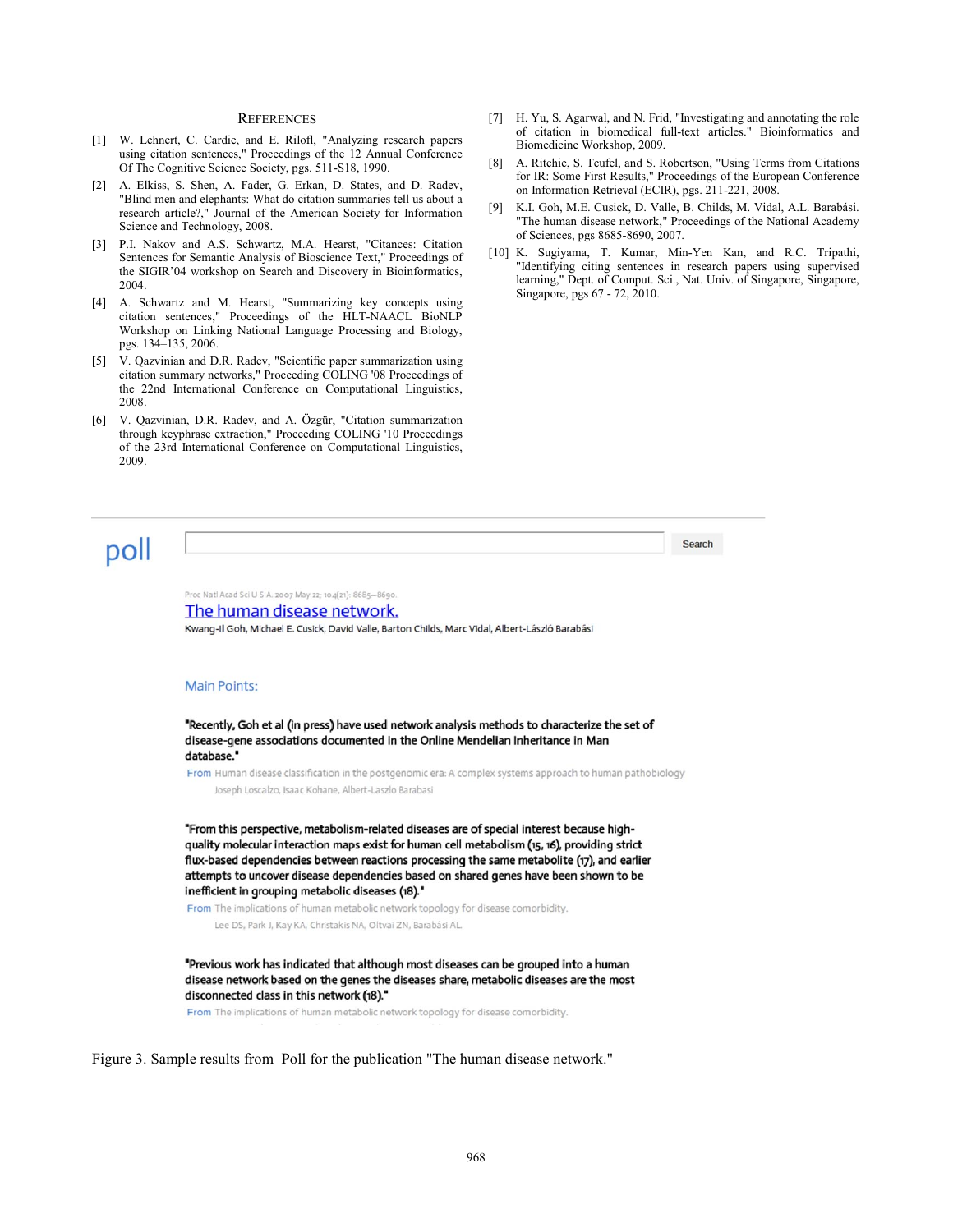## References

[1] W. Lehnert, C. Cardie, and E. Rilofl, "Analyzing research papers using citation sentences," Proceedings of the 12 Annual Conference Of The Cognitive Science Society, pgs. 511-S18, 1990.

[2] A. Elkiss, S. Shen, A. Fader, G. Erkan, D. States, and D. Radev, "Blind men and elephants: What do citation summaries tell us about a research article?," Journal of the American Society for Information Science and Technology, 2008.

[3] P.I. Nakov and A.S. Schwartz, M.A. Hearst, "Citances: Citation Sentences for Semantic Analysis of Bioscience Text," Proceedings of the SIGIR'04 workshop on Search and Discovery in Bioinformatics, 2004.

[4] A. Schwartz and M. Hearst, "Summarizing key concepts using citation sentences," Proceedings of the HLT-NAACL BioNLP Workshop on Linking National Language Processing and Biology, pgs. 134–135, 2006.

[5] V. Qazvinian and D.R. Radev, "Scientific paper summarization using citation summary networks," Proceeding COLING '08 Proceedings of the 22nd International Conference on Computational Linguistics, 2008.

[6] V. Qazvinian, D.R. Radev, and A. Özgür, "Citation summarization through keyphrase extraction," Proceeding COLING '10 Proceedings of the 23rd International Conference on Computational Linguistics, 2009.

[7] H. Yu, S. Agarwal, and N. Frid, "Investigating and annotating the role of citation in biomedical full-text articles." Bioinformatics and Biomedicine Workshop, 2009.

[8] A. Ritchie, S. Teufel, and S. Robertson, "Using Terms from Citations for IR: Some First Results," Proceedings of the European Conference on Information Retrieval (ECIR), pgs. 211-221, 2008.

[9] K.I. Goh, M.E. Cusick, D. Valle, B. Childs, M. Vidal, A.L. Barabási. "The human disease network," Proceedings of the National Academy of Sciences, pgs 8685-8690, 2007.

[10] K. Sugiyama, T. Kumar, Min-Yen Kan, and R.C. Tripathi, "Identifying citing sentences in research papers using supervised learning," Dept. of Comput. Sci., Nat. Univ. of Singapore, Singapore, Singapore, pgs 67 - 72, 2010.

poll

Search

Proc Natl Acad Sci U S A. 2007 May 22; 104(21): 8685–8690.

The human disease network.

Kwang-Il Goh, Michael E. Cusick, David Valle, Barton Childs, Marc Vidal, Albert-László Barabási

Main Points:

"Recently, Goh et al (in press) have used network analysis methods to characterize the set of disease-gene associations documented in the Online Mendelian Inheritance in Man database."

From Human disease classification in the postgenomic era: A complex systems approach to human pathobiology

Joseph Loscalzo, Isaac Kohane, Albert-Laszlo Barabasi

"From this perspective, metabolism-related diseases are of special interest because high-quality molecular interaction maps exist for human cell metabolism (15, 16), providing strict flux-based dependencies between reactions processing the same metabolite (17), and earlier attempts to uncover disease dependencies based on shared genes have been shown to be inefficient in grouping metabolic diseases (18)."

From The implications of human metabolic network topology for disease comorbidity.

Lee DS, Park J, Kay KA, Christakis NA, Oltvai ZN, Barabási AL

"Previous work has indicated that although most diseases can be grouped into a human disease network based on the genes the diseases share, metabolic diseases are the most disconnected class in this network (18)."

From The implications of human metabolic network topology for disease comorbidity.

Figure 3. Sample results from Poll for the publication "The human disease network."